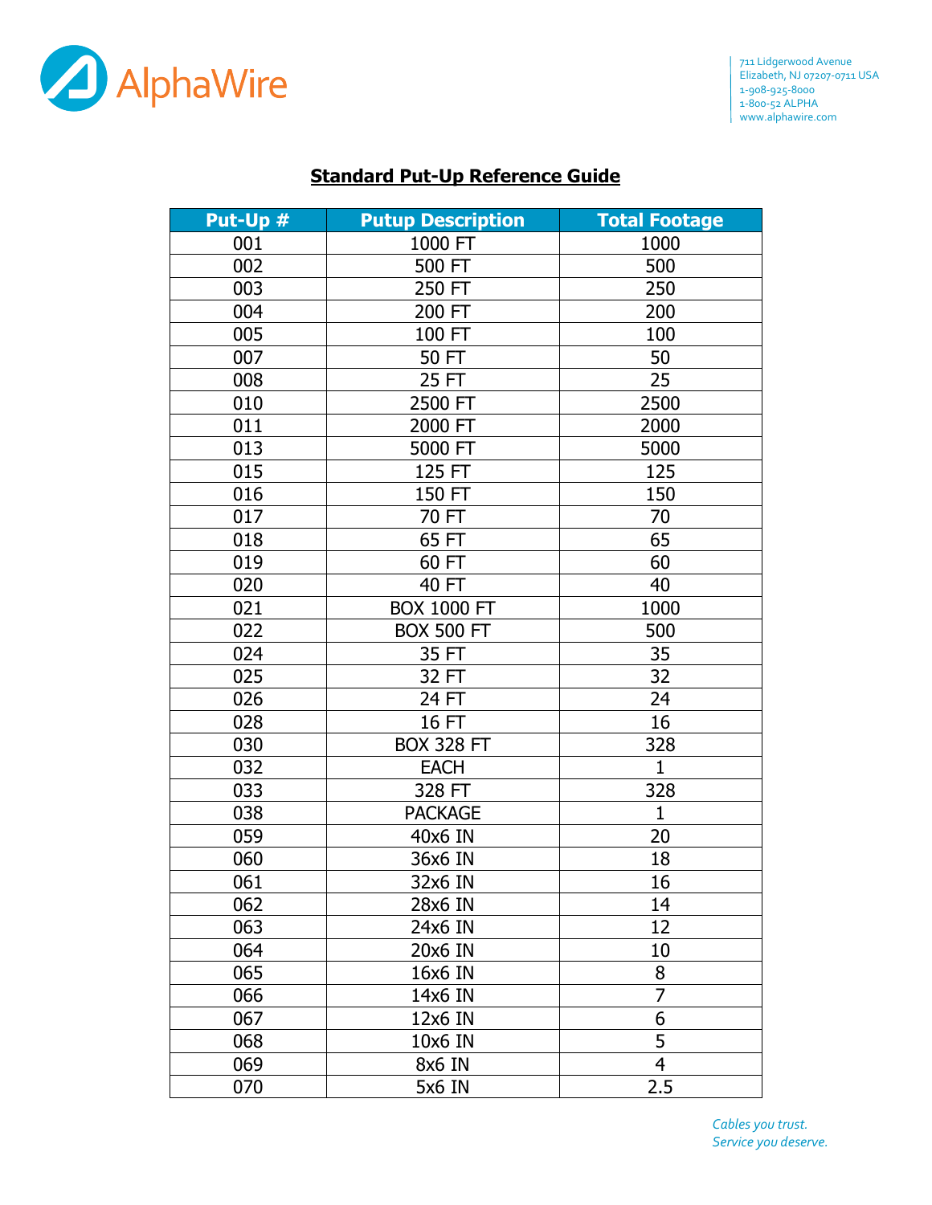AlphaWire

711 Lidgerwood Avenue
Elizabeth, NJ 07207-0711 USA
1-908-925-8000
1-800-52 ALPHA
www.alphawire.com

## Standard Put-Up Reference Guide

| Put-Up # | Putup Description | Total Footage |
|---|---|---|
| 001 | 1000 FT | 1000 |
| 002 | 500 FT | 500 |
| 003 | 250 FT | 250 |
| 004 | 200 FT | 200 |
| 005 | 100 FT | 100 |
| 007 | 50 FT | 50 |
| 008 | 25 FT | 25 |
| 010 | 2500 FT | 2500 |
| 011 | 2000 FT | 2000 |
| 013 | 5000 FT | 5000 |
| 015 | 125 FT | 125 |
| 016 | 150 FT | 150 |
| 017 | 70 FT | 70 |
| 018 | 65 FT | 65 |
| 019 | 60 FT | 60 |
| 020 | 40 FT | 40 |
| 021 | BOX 1000 FT | 1000 |
| 022 | BOX 500 FT | 500 |
| 024 | 35 FT | 35 |
| 025 | 32 FT | 32 |
| 026 | 24 FT | 24 |
| 028 | 16 FT | 16 |
| 030 | BOX 328 FT | 328 |
| 032 | EACH | 1 |
| 033 | 328 FT | 328 |
| 038 | PACKAGE | 1 |
| 059 | 40x6 IN | 20 |
| 060 | 36x6 IN | 18 |
| 061 | 32x6 IN | 16 |
| 062 | 28x6 IN | 14 |
| 063 | 24x6 IN | 12 |
| 064 | 20x6 IN | 10 |
| 065 | 16x6 IN | 8 |
| 066 | 14x6 IN | 7 |
| 067 | 12x6 IN | 6 |
| 068 | 10x6 IN | 5 |
| 069 | 8x6 IN | 4 |
| 070 | 5x6 IN | 2.5 |

*Cables you trust.*
*Service you deserve.*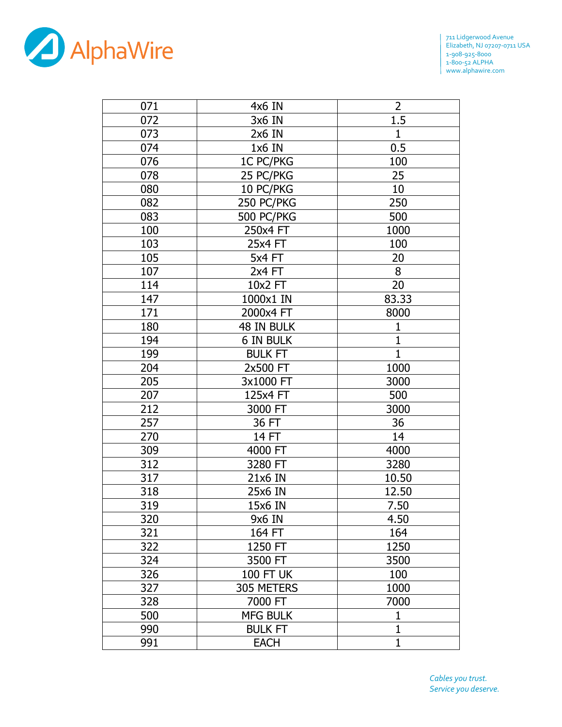| | | |
|---|---|---|
| 071 | 4x6 IN | 2 |
| 072 | 3x6 IN | 1.5 |
| 073 | 2x6 IN | 1 |
| 074 | 1x6 IN | 0.5 |
| 076 | 1C PC/PKG | 100 |
| 078 | 25 PC/PKG | 25 |
| 080 | 10 PC/PKG | 10 |
| 082 | 250 PC/PKG | 250 |
| 083 | 500 PC/PKG | 500 |
| 100 | 250x4 FT | 1000 |
| 103 | 25x4 FT | 100 |
| 105 | 5x4 FT | 20 |
| 107 | 2x4 FT | 8 |
| 114 | 10x2 FT | 20 |
| 147 | 1000x1 IN | 83.33 |
| 171 | 2000x4 FT | 8000 |
| 180 | 48 IN BULK | 1 |
| 194 | 6 IN BULK | 1 |
| 199 | BULK FT | 1 |
| 204 | 2x500 FT | 1000 |
| 205 | 3x1000 FT | 3000 |
| 207 | 125x4 FT | 500 |
| 212 | 3000 FT | 3000 |
| 257 | 36 FT | 36 |
| 270 | 14 FT | 14 |
| 309 | 4000 FT | 4000 |
| 312 | 3280 FT | 3280 |
| 317 | 21x6 IN | 10.50 |
| 318 | 25x6 IN | 12.50 |
| 319 | 15x6 IN | 7.50 |
| 320 | 9x6 IN | 4.50 |
| 321 | 164 FT | 164 |
| 322 | 1250 FT | 1250 |
| 324 | 3500 FT | 3500 |
| 326 | 100 FT UK | 100 |
| 327 | 305 METERS | 1000 |
| 328 | 7000 FT | 7000 |
| 500 | MFG BULK | 1 |
| 990 | BULK FT | 1 |
| 991 | EACH | 1 |